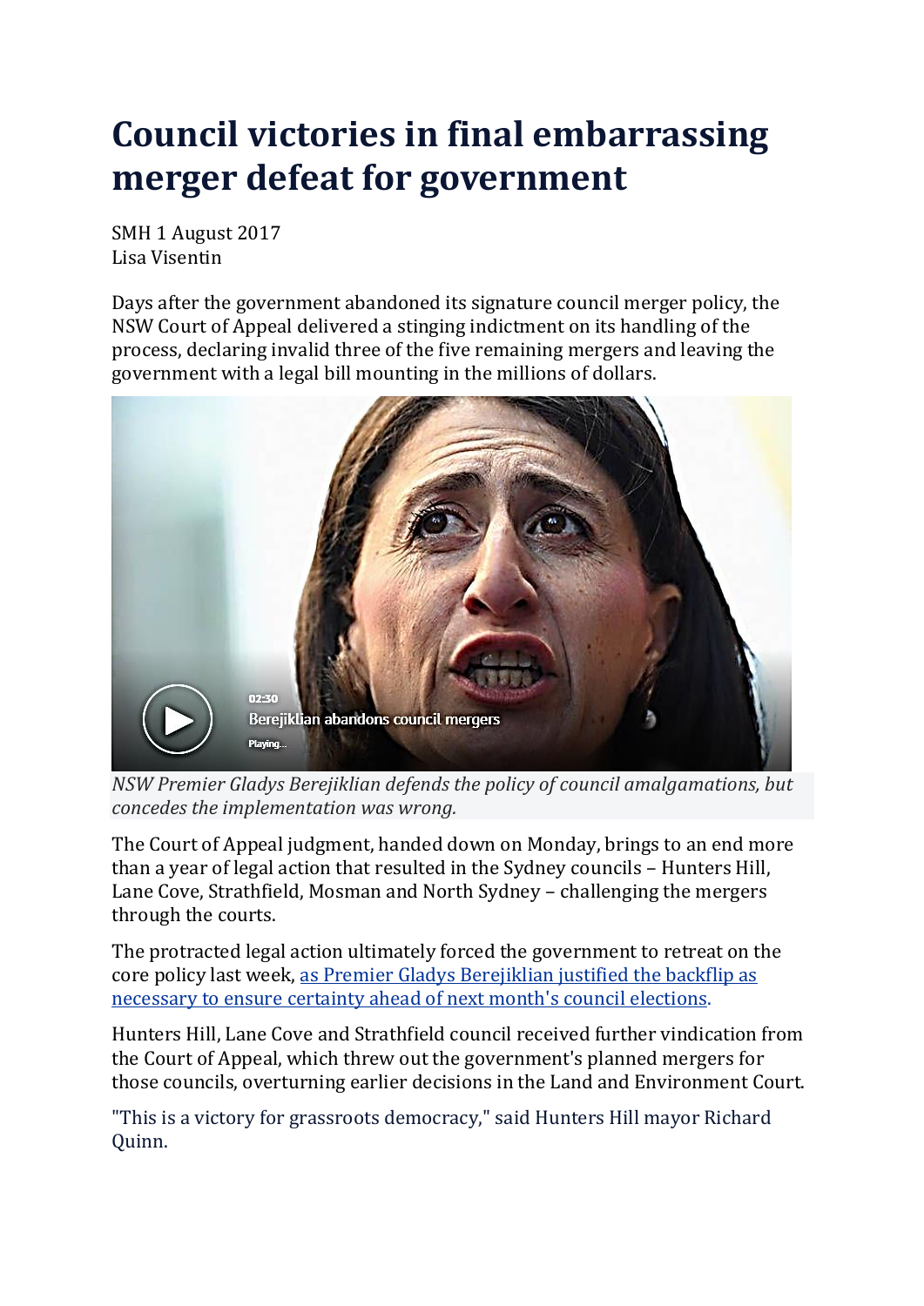# Council victories in final embarrassing merger defeat for government

SMH 1 August 2017
Lisa Visentin

Days after the government abandoned its signature council merger policy, the NSW Court of Appeal delivered a stinging indictment on its handling of the process, declaring invalid three of the five remaining mergers and leaving the government with a legal bill mounting in the millions of dollars.

*NSW Premier Gladys Berejiklian defends the policy of council amalgamations, but concedes the implementation was wrong.*

The Court of Appeal judgment, handed down on Monday, brings to an end more than a year of legal action that resulted in the Sydney councils – Hunters Hill, Lane Cove, Strathfield, Mosman and North Sydney – challenging the mergers through the courts.

The protracted legal action ultimately forced the government to retreat on the core policy last week, as Premier Gladys Berejiklian justified the backflip as necessary to ensure certainty ahead of next month's council elections.

Hunters Hill, Lane Cove and Strathfield council received further vindication from the Court of Appeal, which threw out the government's planned mergers for those councils, overturning earlier decisions in the Land and Environment Court.

"This is a victory for grassroots democracy," said Hunters Hill mayor Richard Quinn.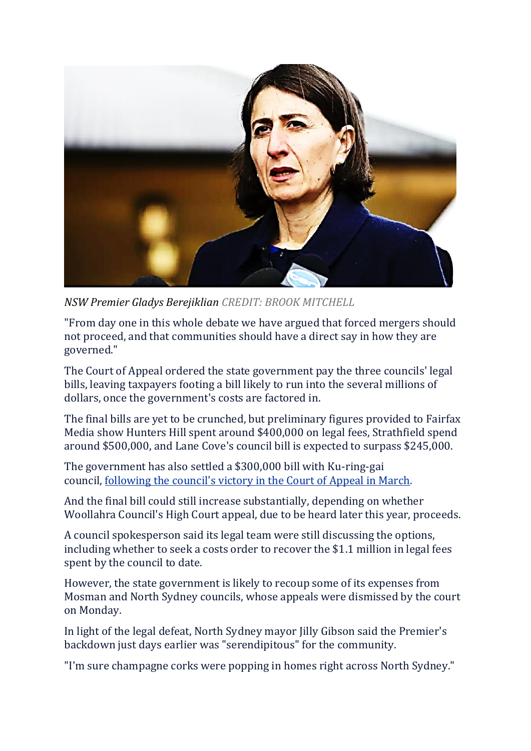*NSW Premier Gladys Berejiklian* CREDIT: BROOK MITCHELL

"From day one in this whole debate we have argued that forced mergers should not proceed, and that communities should have a direct say in how they are governed."

The Court of Appeal ordered the state government pay the three councils' legal bills, leaving taxpayers footing a bill likely to run into the several millions of dollars, once the government's costs are factored in.

The final bills are yet to be crunched, but preliminary figures provided to Fairfax Media show Hunters Hill spent around $400,000 on legal fees, Strathfield spend around $500,000, and Lane Cove's council bill is expected to surpass $245,000.

The government has also settled a $300,000 bill with Ku-ring-gai council, [following the council's victory in the Court of Appeal in March](#).

And the final bill could still increase substantially, depending on whether Woollahra Council's High Court appeal, due to be heard later this year, proceeds.

A council spokesperson said its legal team were still discussing the options, including whether to seek a costs order to recover the $1.1 million in legal fees spent by the council to date.

However, the state government is likely to recoup some of its expenses from Mosman and North Sydney councils, whose appeals were dismissed by the court on Monday.

In light of the legal defeat, North Sydney mayor Jilly Gibson said the Premier's backdown just days earlier was "serendipitous" for the community.

"I'm sure champagne corks were popping in homes right across North Sydney."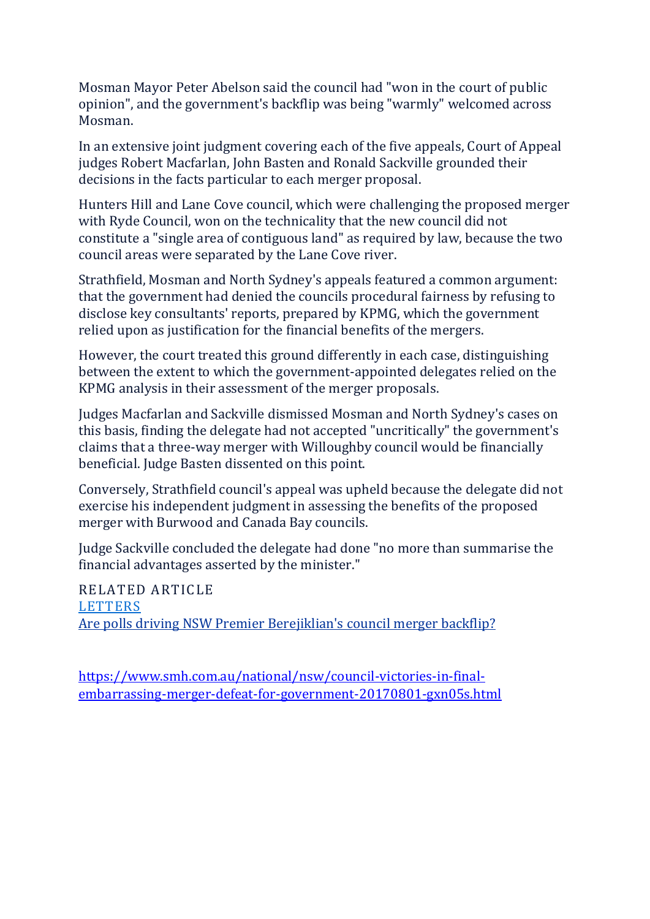Mosman Mayor Peter Abelson said the council had "won in the court of public opinion", and the government's backflip was being "warmly" welcomed across Mosman.

In an extensive joint judgment covering each of the five appeals, Court of Appeal judges Robert Macfarlan, John Basten and Ronald Sackville grounded their decisions in the facts particular to each merger proposal.

Hunters Hill and Lane Cove council, which were challenging the proposed merger with Ryde Council, won on the technicality that the new council did not constitute a "single area of contiguous land" as required by law, because the two council areas were separated by the Lane Cove river.

Strathfield, Mosman and North Sydney's appeals featured a common argument: that the government had denied the councils procedural fairness by refusing to disclose key consultants' reports, prepared by KPMG, which the government relied upon as justification for the financial benefits of the mergers.

However, the court treated this ground differently in each case, distinguishing between the extent to which the government-appointed delegates relied on the KPMG analysis in their assessment of the merger proposals.

Judges Macfarlan and Sackville dismissed Mosman and North Sydney's cases on this basis, finding the delegate had not accepted "uncritically" the government's claims that a three-way merger with Willoughby council would be financially beneficial. Judge Basten dissented on this point.

Conversely, Strathfield council's appeal was upheld because the delegate did not exercise his independent judgment in assessing the benefits of the proposed merger with Burwood and Canada Bay councils.

Judge Sackville concluded the delegate had done "no more than summarise the financial advantages asserted by the minister."

RELATED ARTICLE
[LETTERS](https://www.smh.com.au)
[Are polls driving NSW Premier Berejiklian's council merger backflip?](https://www.smh.com.au)

[https://www.smh.com.au/national/nsw/council-victories-in-final-embarrassing-merger-defeat-for-government-20170801-gxn05s.html](https://www.smh.com.au/national/nsw/council-victories-in-final-embarrassing-merger-defeat-for-government-20170801-gxn05s.html)